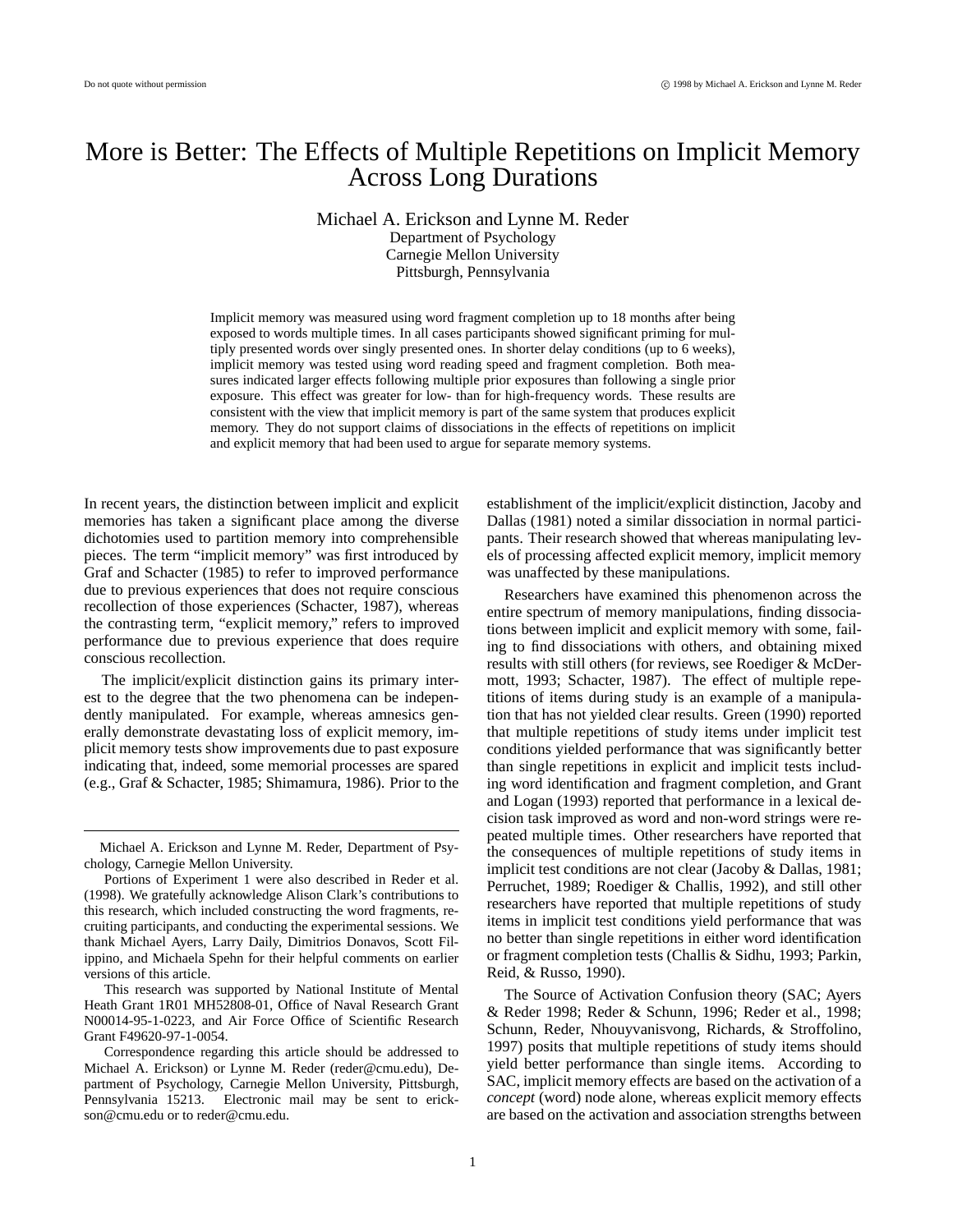# More is Better: The Effects of Multiple Repetitions on Implicit Memory Across Long Durations

Michael A. Erickson and Lynne M. Reder
Department of Psychology
Carnegie Mellon University
Pittsburgh, Pennsylvania

Implicit memory was measured using word fragment completion up to 18 months after being exposed to words multiple times. In all cases participants showed significant priming for multiply presented words over singly presented ones. In shorter delay conditions (up to 6 weeks), implicit memory was tested using word reading speed and fragment completion. Both measures indicated larger effects following multiple prior exposures than following a single prior exposure. This effect was greater for low- than for high-frequency words. These results are consistent with the view that implicit memory is part of the same system that produces explicit memory. They do not support claims of dissociations in the effects of repetitions on implicit and explicit memory that had been used to argue for separate memory systems.

In recent years, the distinction between implicit and explicit memories has taken a significant place among the diverse dichotomies used to partition memory into comprehensible pieces. The term "implicit memory" was first introduced by Graf and Schacter (1985) to refer to improved performance due to previous experiences that does not require conscious recollection of those experiences (Schacter, 1987), whereas the contrasting term, "explicit memory," refers to improved performance due to previous experience that does require conscious recollection.

The implicit/explicit distinction gains its primary interest to the degree that the two phenomena can be independently manipulated. For example, whereas amnesics generally demonstrate devastating loss of explicit memory, implicit memory tests show improvements due to past exposure indicating that, indeed, some memorial processes are spared (e.g., Graf & Schacter, 1985; Shimamura, 1986). Prior to the establishment of the implicit/explicit distinction, Jacoby and Dallas (1981) noted a similar dissociation in normal participants. Their research showed that whereas manipulating levels of processing affected explicit memory, implicit memory was unaffected by these manipulations.

Researchers have examined this phenomenon across the entire spectrum of memory manipulations, finding dissociations between implicit and explicit memory with some, failing to find dissociations with others, and obtaining mixed results with still others (for reviews, see Roediger & McDermott, 1993; Schacter, 1987). The effect of multiple repetitions of items during study is an example of a manipulation that has not yielded clear results. Green (1990) reported that multiple repetitions of study items under implicit test conditions yielded performance that was significantly better than single repetitions in explicit and implicit tests including word identification and fragment completion, and Grant and Logan (1993) reported that performance in a lexical decision task improved as word and non-word strings were repeated multiple times. Other researchers have reported that the consequences of multiple repetitions of study items in implicit test conditions are not clear (Jacoby & Dallas, 1981; Perruchet, 1989; Roediger & Challis, 1992), and still other researchers have reported that multiple repetitions of study items in implicit test conditions yield performance that was no better than single repetitions in either word identification or fragment completion tests (Challis & Sidhu, 1993; Parkin, Reid, & Russo, 1990).

The Source of Activation Confusion theory (SAC; Ayers & Reder 1998; Reder & Schunn, 1996; Reder et al., 1998; Schunn, Reder, Nhouyvanisvong, Richards, & Stroffolino, 1997) posits that multiple repetitions of study items should yield better performance than single items. According to SAC, implicit memory effects are based on the activation of a *concept* (word) node alone, whereas explicit memory effects are based on the activation and association strengths between

---

Michael A. Erickson and Lynne M. Reder, Department of Psychology, Carnegie Mellon University.

Portions of Experiment 1 were also described in Reder et al. (1998). We gratefully acknowledge Alison Clark's contributions to this research, which included constructing the word fragments, recruiting participants, and conducting the experimental sessions. We thank Michael Ayers, Larry Daily, Dimitrios Donavos, Scott Filippino, and Michaela Spehn for their helpful comments on earlier versions of this article.

This research was supported by National Institute of Mental Heath Grant 1R01 MH52808-01, Office of Naval Research Grant N00014-95-1-0223, and Air Force Office of Scientific Research Grant F49620-97-1-0054.

Correspondence regarding this article should be addressed to Michael A. Erickson) or Lynne M. Reder (reder@cmu.edu), Department of Psychology, Carnegie Mellon University, Pittsburgh, Pennsylvania 15213. Electronic mail may be sent to erickson@cmu.edu or to reder@cmu.edu.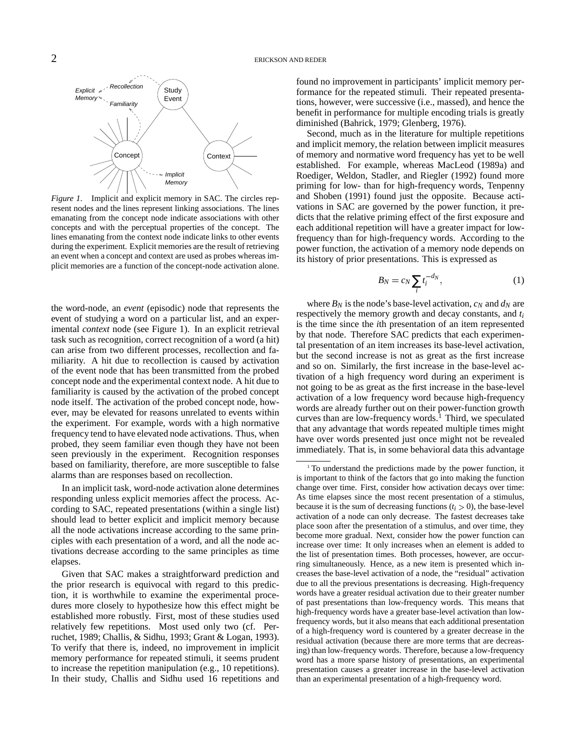*Figure 1*. Implicit and explicit memory in SAC. The circles represent nodes and the lines represent linking associations. The lines emanating from the concept node indicate associations with other concepts and with the perceptual properties of the concept. The lines emanating from the context node indicate links to other events during the experiment. Explicit memories are the result of retrieving an event when a concept and context are used as probes whereas implicit memories are a function of the concept-node activation alone.

the word-node, an *event* (episodic) node that represents the event of studying a word on a particular list, and an experimental *context* node (see Figure 1). In an explicit retrieval task such as recognition, correct recognition of a word (a hit) can arise from two different processes, recollection and familiarity. A hit due to recollection is caused by activation of the event node that has been transmitted from the probed concept node and the experimental context node. A hit due to familiarity is caused by the activation of the probed concept node itself. The activation of the probed concept node, however, may be elevated for reasons unrelated to events within the experiment. For example, words with a high normative frequency tend to have elevated node activations. Thus, when probed, they seem familiar even though they have not been seen previously in the experiment. Recognition responses based on familiarity, therefore, are more susceptible to false alarms than are responses based on recollection.

In an implicit task, word-node activation alone determines responding unless explicit memories affect the process. According to SAC, repeated presentations (within a single list) should lead to better explicit and implicit memory because all the node activations increase according to the same principles with each presentation of a word, and all the node activations decrease according to the same principles as time elapses.

Given that SAC makes a straightforward prediction and the prior research is equivocal with regard to this prediction, it is worthwhile to examine the experimental procedures more closely to hypothesize how this effect might be established more robustly. First, most of these studies used relatively few repetitions. Most used only two (cf. Perruchet, 1989; Challis, & Sidhu, 1993; Grant & Logan, 1993). To verify that there is, indeed, no improvement in implicit memory performance for repeated stimuli, it seems prudent to increase the repetition manipulation (e.g., 10 repetitions). In their study, Challis and Sidhu used 16 repetitions and found no improvement in participants' implicit memory performance for the repeated stimuli. Their repeated presentations, however, were successive (i.e., massed), and hence the benefit in performance for multiple encoding trials is greatly diminished (Bahrick, 1979; Glenberg, 1976).

Second, much as in the literature for multiple repetitions and implicit memory, the relation between implicit measures of memory and normative word frequency has yet to be well established. For example, whereas MacLeod (1989a) and Roediger, Weldon, Stadler, and Riegler (1992) found more priming for low- than for high-frequency words, Tenpenny and Shoben (1991) found just the opposite. Because activations in SAC are governed by the power function, it predicts that the relative priming effect of the first exposure and each additional repetition will have a greater impact for low-frequency than for high-frequency words. According to the power function, the activation of a memory node depends on its history of prior presentations. This is expressed as

$$B_N = c_N \sum_i t_i^{-d_N}, \tag{1}$$

where $B_N$ is the node's base-level activation, $c_N$ and $d_N$ are respectively the memory growth and decay constants, and $t_i$ is the time since the *i*th presentation of an item represented by that node. Therefore SAC predicts that each experimental presentation of an item increases its base-level activation, but the second increase is not as great as the first increase and so on. Similarly, the first increase in the base-level activation of a high frequency word during an experiment is not going to be as great as the first increase in the base-level activation of a low frequency word because high-frequency words are already further out on their power-function growth curves than are low-frequency words.[1] Third, we speculated that any advantage that words repeated multiple times might have over words presented just once might not be revealed immediately. That is, in some behavioral data this advantage

[1] To understand the predictions made by the power function, it is important to think of the factors that go into making the function change over time. First, consider how activation decays over time: As time elapses since the most recent presentation of a stimulus, because it is the sum of decreasing functions ($t_i > 0$), the base-level activation of a node can only decrease. The fastest decreases take place soon after the presentation of a stimulus, and over time, they become more gradual. Next, consider how the power function can increase over time: It only increases when an element is added to the list of presentation times. Both processes, however, are occurring simultaneously. Hence, as a new item is presented which increases the base-level activation of a node, the "residual" activation due to all the previous presentations is decreasing. High-frequency words have a greater residual activation due to their greater number of past presentations than low-frequency words. This means that high-frequency words have a greater base-level activation than low-frequency words, but it also means that each additional presentation of a high-frequency word is countered by a greater decrease in the residual activation (because there are more terms that are decreasing) than low-frequency words. Therefore, because a low-frequency word has a more sparse history of presentations, an experimental presentation causes a greater increase in the base-level activation than an experimental presentation of a high-frequency word.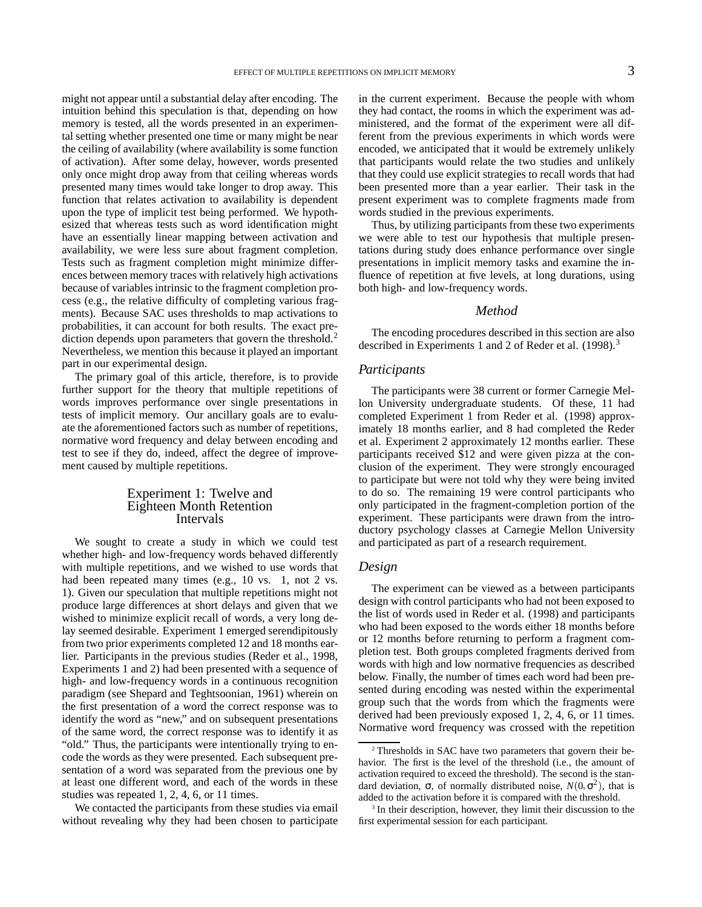might not appear until a substantial delay after encoding. The intuition behind this speculation is that, depending on how memory is tested, all the words presented in an experimental setting whether presented one time or many might be near the ceiling of availability (where availability is some function of activation). After some delay, however, words presented only once might drop away from that ceiling whereas words presented many times would take longer to drop away. This function that relates activation to availability is dependent upon the type of implicit test being performed. We hypothesized that whereas tests such as word identification might have an essentially linear mapping between activation and availability, we were less sure about fragment completion. Tests such as fragment completion might minimize differences between memory traces with relatively high activations because of variables intrinsic to the fragment completion process (e.g., the relative difficulty of completing various fragments). Because SAC uses thresholds to map activations to probabilities, it can account for both results. The exact prediction depends upon parameters that govern the threshold.[2] Nevertheless, we mention this because it played an important part in our experimental design.

The primary goal of this article, therefore, is to provide further support for the theory that multiple repetitions of words improves performance over single presentations in tests of implicit memory. Our ancillary goals are to evaluate the aforementioned factors such as number of repetitions, normative word frequency and delay between encoding and test to see if they do, indeed, affect the degree of improvement caused by multiple repetitions.

## Experiment 1: Twelve and Eighteen Month Retention Intervals

We sought to create a study in which we could test whether high- and low-frequency words behaved differently with multiple repetitions, and we wished to use words that had been repeated many times (e.g., 10 vs. 1, not 2 vs. 1). Given our speculation that multiple repetitions might not produce large differences at short delays and given that we wished to minimize explicit recall of words, a very long delay seemed desirable. Experiment 1 emerged serendipitously from two prior experiments completed 12 and 18 months earlier. Participants in the previous studies (Reder et al., 1998, Experiments 1 and 2) had been presented with a sequence of high- and low-frequency words in a continuous recognition paradigm (see Shepard and Teghtsoonian, 1961) wherein on the first presentation of a word the correct response was to identify the word as "new," and on subsequent presentations of the same word, the correct response was to identify it as "old." Thus, the participants were intentionally trying to encode the words as they were presented. Each subsequent presentation of a word was separated from the previous one by at least one different word, and each of the words in these studies was repeated 1, 2, 4, 6, or 11 times.

We contacted the participants from these studies via email without revealing why they had been chosen to participate in the current experiment. Because the people with whom they had contact, the rooms in which the experiment was administered, and the format of the experiment were all different from the previous experiments in which words were encoded, we anticipated that it would be extremely unlikely that participants would relate the two studies and unlikely that they could use explicit strategies to recall words that had been presented more than a year earlier. Their task in the present experiment was to complete fragments made from words studied in the previous experiments.

Thus, by utilizing participants from these two experiments we were able to test our hypothesis that multiple presentations during study does enhance performance over single presentations in implicit memory tasks and examine the influence of repetition at five levels, at long durations, using both high- and low-frequency words.

### *Method*

The encoding procedures described in this section are also described in Experiments 1 and 2 of Reder et al. (1998).[3]

#### *Participants*

The participants were 38 current or former Carnegie Mellon University undergraduate students. Of these, 11 had completed Experiment 1 from Reder et al. (1998) approximately 18 months earlier, and 8 had completed the Reder et al. Experiment 2 approximately 12 months earlier. These participants received \$12 and were given pizza at the conclusion of the experiment. They were strongly encouraged to participate but were not told why they were being invited to do so. The remaining 19 were control participants who only participated in the fragment-completion portion of the experiment. These participants were drawn from the introductory psychology classes at Carnegie Mellon University and participated as part of a research requirement.

#### *Design*

The experiment can be viewed as a between participants design with control participants who had not been exposed to the list of words used in Reder et al. (1998) and participants who had been exposed to the words either 18 months before or 12 months before returning to perform a fragment completion test. Both groups completed fragments derived from words with high and low normative frequencies as described below. Finally, the number of times each word had been presented during encoding was nested within the experimental group such that the words from which the fragments were derived had been previously exposed 1, 2, 4, 6, or 11 times. Normative word frequency was crossed with the repetition

---

[2] Thresholds in SAC have two parameters that govern their behavior. The first is the level of the threshold (i.e., the amount of activation required to exceed the threshold). The second is the standard deviation, $\sigma$, of normally distributed noise, $N(0, \sigma^2)$, that is added to the activation before it is compared with the threshold.

[3] In their description, however, they limit their discussion to the first experimental session for each participant.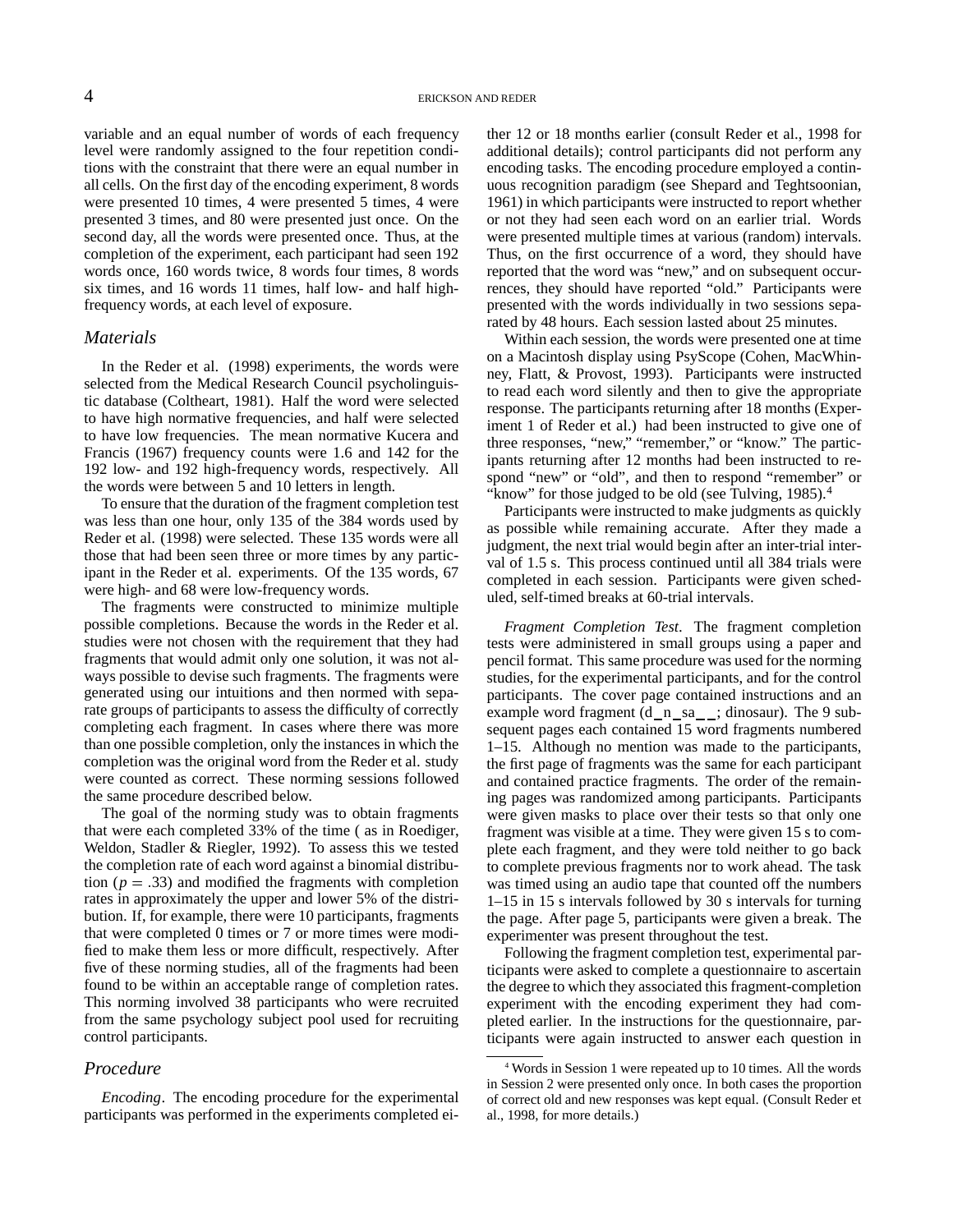variable and an equal number of words of each frequency level were randomly assigned to the four repetition conditions with the constraint that there were an equal number in all cells. On the first day of the encoding experiment, 8 words were presented 10 times, 4 were presented 5 times, 4 were presented 3 times, and 80 were presented just once. On the second day, all the words were presented once. Thus, at the completion of the experiment, each participant had seen 192 words once, 160 words twice, 8 words four times, 8 words six times, and 16 words 11 times, half low- and half high-frequency words, at each level of exposure.

## Materials

In the Reder et al. (1998) experiments, the words were selected from the Medical Research Council psycholinguistic database (Coltheart, 1981). Half the word were selected to have high normative frequencies, and half were selected to have low frequencies. The mean normative Kucera and Francis (1967) frequency counts were 1.6 and 142 for the 192 low- and 192 high-frequency words, respectively. All the words were between 5 and 10 letters in length.

To ensure that the duration of the fragment completion test was less than one hour, only 135 of the 384 words used by Reder et al. (1998) were selected. These 135 words were all those that had been seen three or more times by any participant in the Reder et al. experiments. Of the 135 words, 67 were high- and 68 were low-frequency words.

The fragments were constructed to minimize multiple possible completions. Because the words in the Reder et al. studies were not chosen with the requirement that they had fragments that would admit only one solution, it was not always possible to devise such fragments. The fragments were generated using our intuitions and then normed with separate groups of participants to assess the difficulty of correctly completing each fragment. In cases where there was more than one possible completion, only the instances in which the completion was the original word from the Reder et al. study were counted as correct. These norming sessions followed the same procedure described below.

The goal of the norming study was to obtain fragments that were each completed 33% of the time ( as in Roediger, Weldon, Stadler & Riegler, 1992). To assess this we tested the completion rate of each word against a binomial distribution ($p = .33$) and modified the fragments with completion rates in approximately the upper and lower 5% of the distribution. If, for example, there were 10 participants, fragments that were completed 0 times or 7 or more times were modified to make them less or more difficult, respectively. After five of these norming studies, all of the fragments had been found to be within an acceptable range of completion rates. This norming involved 38 participants who were recruited from the same psychology subject pool used for recruiting control participants.

## Procedure

*Encoding*. The encoding procedure for the experimental participants was performed in the experiments completed either 12 or 18 months earlier (consult Reder et al., 1998 for additional details); control participants did not perform any encoding tasks. The encoding procedure employed a continuous recognition paradigm (see Shepard and Teghtsoonian, 1961) in which participants were instructed to report whether or not they had seen each word on an earlier trial. Words were presented multiple times at various (random) intervals. Thus, on the first occurrence of a word, they should have reported that the word was "new," and on subsequent occurrences, they should have reported "old." Participants were presented with the words individually in two sessions separated by 48 hours. Each session lasted about 25 minutes.

Within each session, the words were presented one at time on a Macintosh display using PsyScope (Cohen, MacWhinney, Flatt, & Provost, 1993). Participants were instructed to read each word silently and then to give the appropriate response. The participants returning after 18 months (Experiment 1 of Reder et al.) had been instructed to give one of three responses, "new," "remember," or "know." The participants returning after 12 months had been instructed to respond "new" or "old", and then to respond "remember" or "know" for those judged to be old (see Tulving, 1985).[4]

Participants were instructed to make judgments as quickly as possible while remaining accurate. After they made a judgment, the next trial would begin after an inter-trial interval of 1.5 s. This process continued until all 384 trials were completed in each session. Participants were given scheduled, self-timed breaks at 60-trial intervals.

*Fragment Completion Test*. The fragment completion tests were administered in small groups using a paper and pencil format. This same procedure was used for the norming studies, for the experimental participants, and for the control participants. The cover page contained instructions and an example word fragment (d_n_sa_ _; dinosaur). The 9 subsequent pages each contained 15 word fragments numbered 1–15. Although no mention was made to the participants, the first page of fragments was the same for each participant and contained practice fragments. The order of the remaining pages was randomized among participants. Participants were given masks to place over their tests so that only one fragment was visible at a time. They were given 15 s to complete each fragment, and they were told neither to go back to complete previous fragments nor to work ahead. The task was timed using an audio tape that counted off the numbers 1–15 in 15 s intervals followed by 30 s intervals for turning the page. After page 5, participants were given a break. The experimenter was present throughout the test.

Following the fragment completion test, experimental participants were asked to complete a questionnaire to ascertain the degree to which they associated this fragment-completion experiment with the encoding experiment they had completed earlier. In the instructions for the questionnaire, participants were again instructed to answer each question in

[4] Words in Session 1 were repeated up to 10 times. All the words in Session 2 were presented only once. In both cases the proportion of correct old and new responses was kept equal. (Consult Reder et al., 1998, for more details.)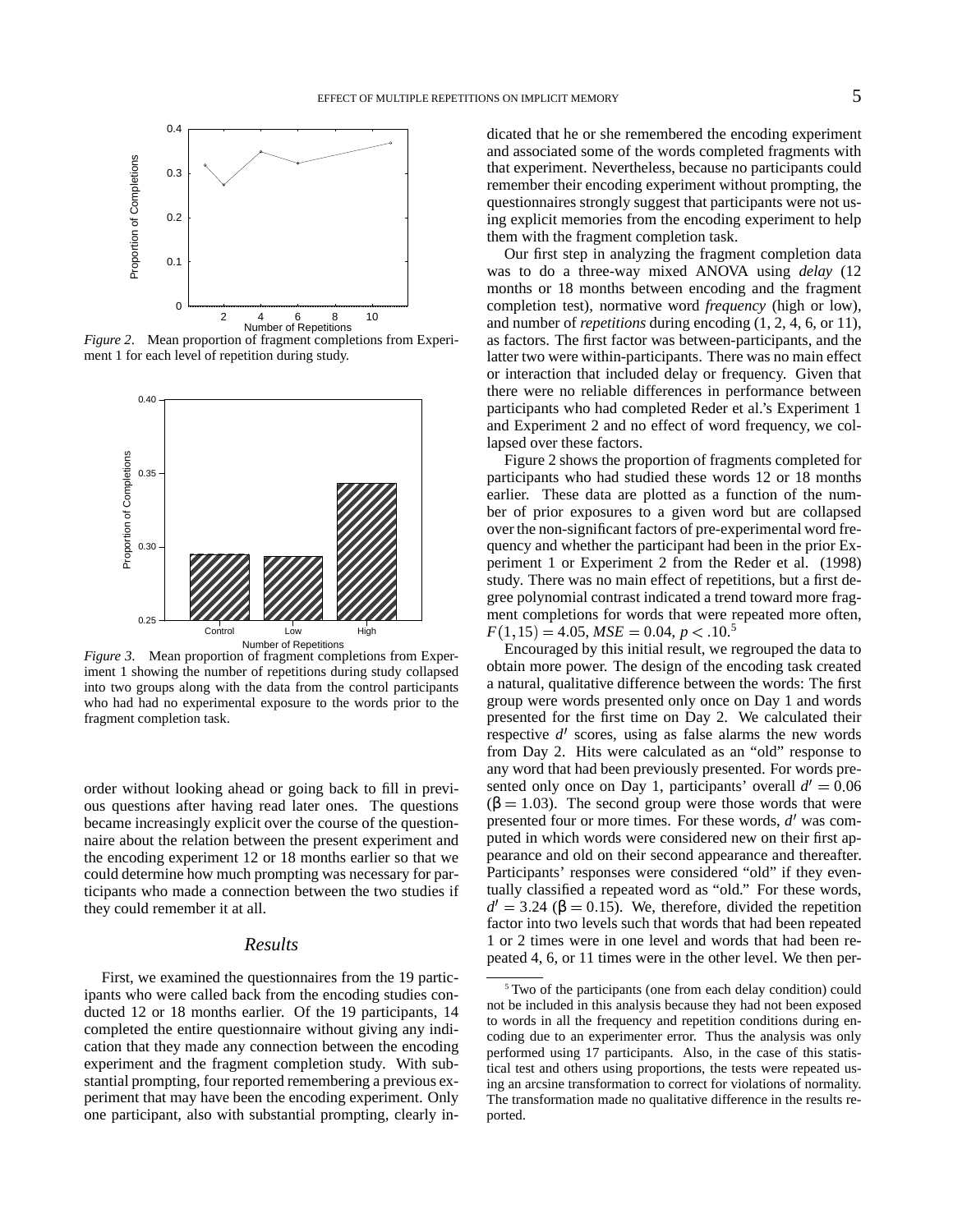*Figure 2*. Mean proportion of fragment completions from Experiment 1 for each level of repetition during study.

*Figure 3*. Mean proportion of fragment completions from Experiment 1 showing the number of repetitions during study collapsed into two groups along with the data from the control participants who had had no experimental exposure to the words prior to the fragment completion task.

order without looking ahead or going back to fill in previous questions after having read later ones. The questions became increasingly explicit over the course of the questionnaire about the relation between the present experiment and the encoding experiment 12 or 18 months earlier so that we could determine how much prompting was necessary for participants who made a connection between the two studies if they could remember it at all.

## Results

First, we examined the questionnaires from the 19 participants who were called back from the encoding studies conducted 12 or 18 months earlier. Of the 19 participants, 14 completed the entire questionnaire without giving any indication that they made any connection between the encoding experiment and the fragment completion study. With substantial prompting, four reported remembering a previous experiment that may have been the encoding experiment. Only one participant, also with substantial prompting, clearly indicated that he or she remembered the encoding experiment and associated some of the words completed fragments with that experiment. Nevertheless, because no participants could remember their encoding experiment without prompting, the questionnaires strongly suggest that participants were not using explicit memories from the encoding experiment to help them with the fragment completion task.

Our first step in analyzing the fragment completion data was to do a three-way mixed ANOVA using *delay* (12 months or 18 months between encoding and the fragment completion test), normative word *frequency* (high or low), and number of *repetitions* during encoding (1, 2, 4, 6, or 11), as factors. The first factor was between-participants, and the latter two were within-participants. There was no main effect or interaction that included delay or frequency. Given that there were no reliable differences in performance between participants who had completed Reder et al.'s Experiment 1 and Experiment 2 and no effect of word frequency, we collapsed over these factors.

Figure 2 shows the proportion of fragments completed for participants who had studied these words 12 or 18 months earlier. These data are plotted as a function of the number of prior exposures to a given word but are collapsed over the non-significant factors of pre-experimental word frequency and whether the participant had been in the prior Experiment 1 or Experiment 2 from the Reder et al. (1998) study. There was no main effect of repetitions, but a first degree polynomial contrast indicated a trend toward more fragment completions for words that were repeated more often, $F(1,15) = 4.05$, $MSE = 0.04$, $p < .10$.[5]

Encouraged by this initial result, we regrouped the data to obtain more power. The design of the encoding task created a natural, qualitative difference between the words: The first group were words presented only once on Day 1 and words presented for the first time on Day 2. We calculated their respective $d'$ scores, using as false alarms the new words from Day 2. Hits were calculated as an "old" response to any word that had been previously presented. For words presented only once on Day 1, participants' overall $d' = 0.06$ ($\beta = 1.03$). The second group were those words that were presented four or more times. For these words, $d'$ was computed in which words were considered new on their first appearance and old on their second appearance and thereafter. Participants' responses were considered "old" if they eventually classified a repeated word as "old." For these words, $d' = 3.24$ ($\beta = 0.15$). We, therefore, divided the repetition factor into two levels such that words that had been repeated 1 or 2 times were in one level and words that had been repeated 4, 6, or 11 times were in the other level. We then per-

[5] Two of the participants (one from each delay condition) could not be included in this analysis because they had not been exposed to words in all the frequency and repetition conditions during encoding due to an experimenter error. Thus the analysis was only performed using 17 participants. Also, in the case of this statistical test and others using proportions, the tests were repeated using an arcsine transformation to correct for violations of normality. The transformation made no qualitative difference in the results reported.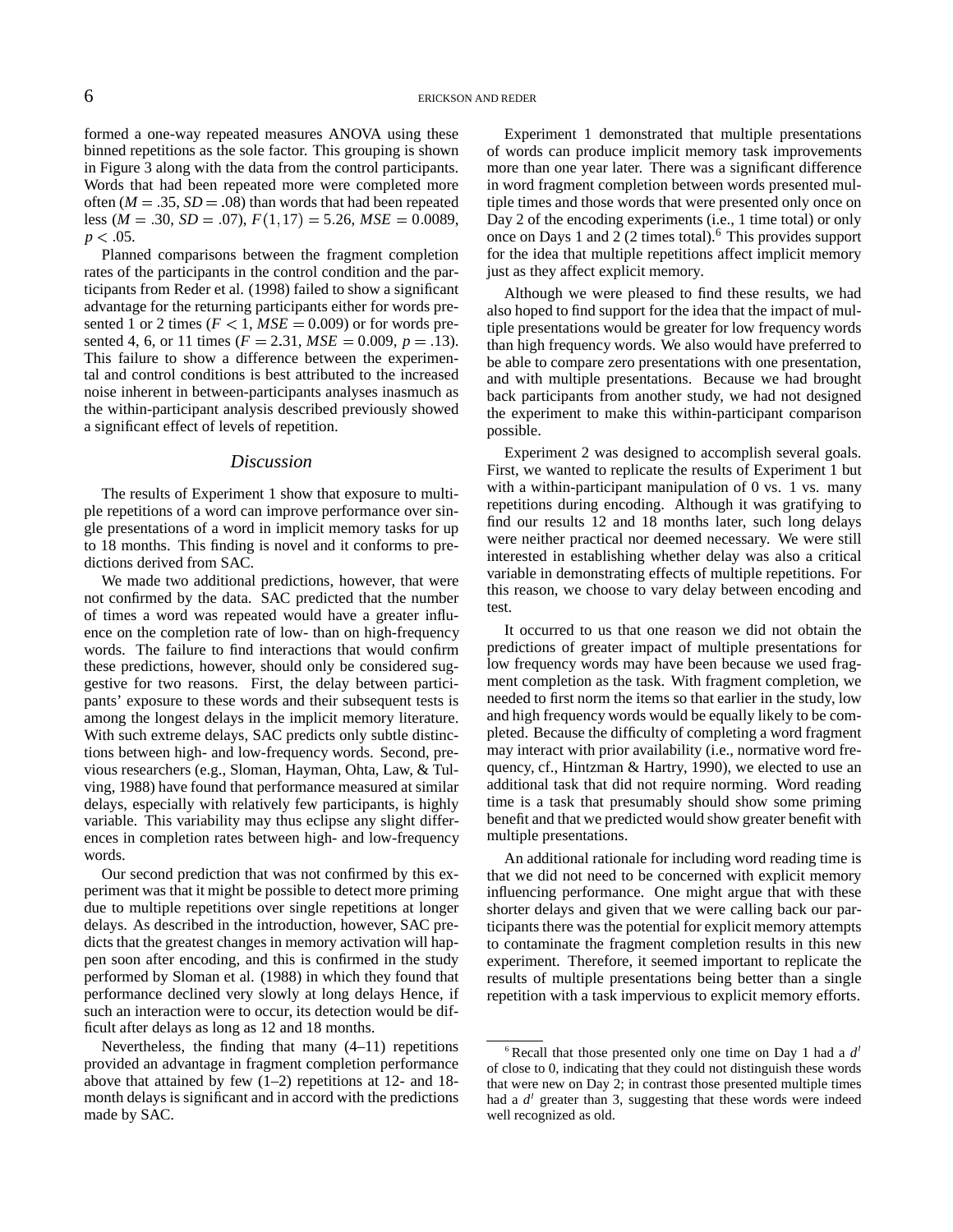formed a one-way repeated measures ANOVA using these binned repetitions as the sole factor. This grouping is shown in Figure 3 along with the data from the control participants. Words that had been repeated more were completed more often ($M = .35$, $SD = .08$) than words that had been repeated less ($M = .30$, $SD = .07$), $F(1,17) = 5.26$, $MSE = 0.0089$, $p < .05$.

Planned comparisons between the fragment completion rates of the participants in the control condition and the participants from Reder et al. (1998) failed to show a significant advantage for the returning participants either for words presented 1 or 2 times ($F < 1$, $MSE = 0.009$) or for words presented 4, 6, or 11 times ($F = 2.31$, $MSE = 0.009$, $p = .13$). This failure to show a difference between the experimental and control conditions is best attributed to the increased noise inherent in between-participants analyses inasmuch as the within-participant analysis described previously showed a significant effect of levels of repetition.

## *Discussion*

The results of Experiment 1 show that exposure to multiple repetitions of a word can improve performance over single presentations of a word in implicit memory tasks for up to 18 months. This finding is novel and it conforms to predictions derived from SAC.

We made two additional predictions, however, that were not confirmed by the data. SAC predicted that the number of times a word was repeated would have a greater influence on the completion rate of low- than on high-frequency words. The failure to find interactions that would confirm these predictions, however, should only be considered suggestive for two reasons. First, the delay between participants' exposure to these words and their subsequent tests is among the longest delays in the implicit memory literature. With such extreme delays, SAC predicts only subtle distinctions between high- and low-frequency words. Second, previous researchers (e.g., Sloman, Hayman, Ohta, Law, & Tulving, 1988) have found that performance measured at similar delays, especially with relatively few participants, is highly variable. This variability may thus eclipse any slight differences in completion rates between high- and low-frequency words.

Our second prediction that was not confirmed by this experiment was that it might be possible to detect more priming due to multiple repetitions over single repetitions at longer delays. As described in the introduction, however, SAC predicts that the greatest changes in memory activation will happen soon after encoding, and this is confirmed in the study performed by Sloman et al. (1988) in which they found that performance declined very slowly at long delays Hence, if such an interaction were to occur, its detection would be difficult after delays as long as 12 and 18 months.

Nevertheless, the finding that many (4–11) repetitions provided an advantage in fragment completion performance above that attained by few (1–2) repetitions at 12- and 18-month delays is significant and in accord with the predictions made by SAC.

Experiment 1 demonstrated that multiple presentations of words can produce implicit memory task improvements more than one year later. There was a significant difference in word fragment completion between words presented multiple times and those words that were presented only once on Day 2 of the encoding experiments (i.e., 1 time total) or only once on Days 1 and 2 (2 times total).[6] This provides support for the idea that multiple repetitions affect implicit memory just as they affect explicit memory.

Although we were pleased to find these results, we had also hoped to find support for the idea that the impact of multiple presentations would be greater for low frequency words than high frequency words. We also would have preferred to be able to compare zero presentations with one presentation, and with multiple presentations. Because we had brought back participants from another study, we had not designed the experiment to make this within-participant comparison possible.

Experiment 2 was designed to accomplish several goals. First, we wanted to replicate the results of Experiment 1 but with a within-participant manipulation of 0 vs. 1 vs. many repetitions during encoding. Although it was gratifying to find our results 12 and 18 months later, such long delays were neither practical nor deemed necessary. We were still interested in establishing whether delay was also a critical variable in demonstrating effects of multiple repetitions. For this reason, we choose to vary delay between encoding and test.

It occurred to us that one reason we did not obtain the predictions of greater impact of multiple presentations for low frequency words may have been because we used fragment completion as the task. With fragment completion, we needed to first norm the items so that earlier in the study, low and high frequency words would be equally likely to be completed. Because the difficulty of completing a word fragment may interact with prior availability (i.e., normative word frequency, cf., Hintzman & Hartry, 1990), we elected to use an additional task that did not require norming. Word reading time is a task that presumably should show some priming benefit and that we predicted would show greater benefit with multiple presentations.

An additional rationale for including word reading time is that we did not need to be concerned with explicit memory influencing performance. One might argue that with these shorter delays and given that we were calling back our participants there was the potential for explicit memory attempts to contaminate the fragment completion results in this new experiment. Therefore, it seemed important to replicate the results of multiple presentations being better than a single repetition with a task impervious to explicit memory efforts.

---

[6] Recall that those presented only one time on Day 1 had a $d'$ of close to 0, indicating that they could not distinguish these words that were new on Day 2; in contrast those presented multiple times had a $d'$ greater than 3, suggesting that these words were indeed well recognized as old.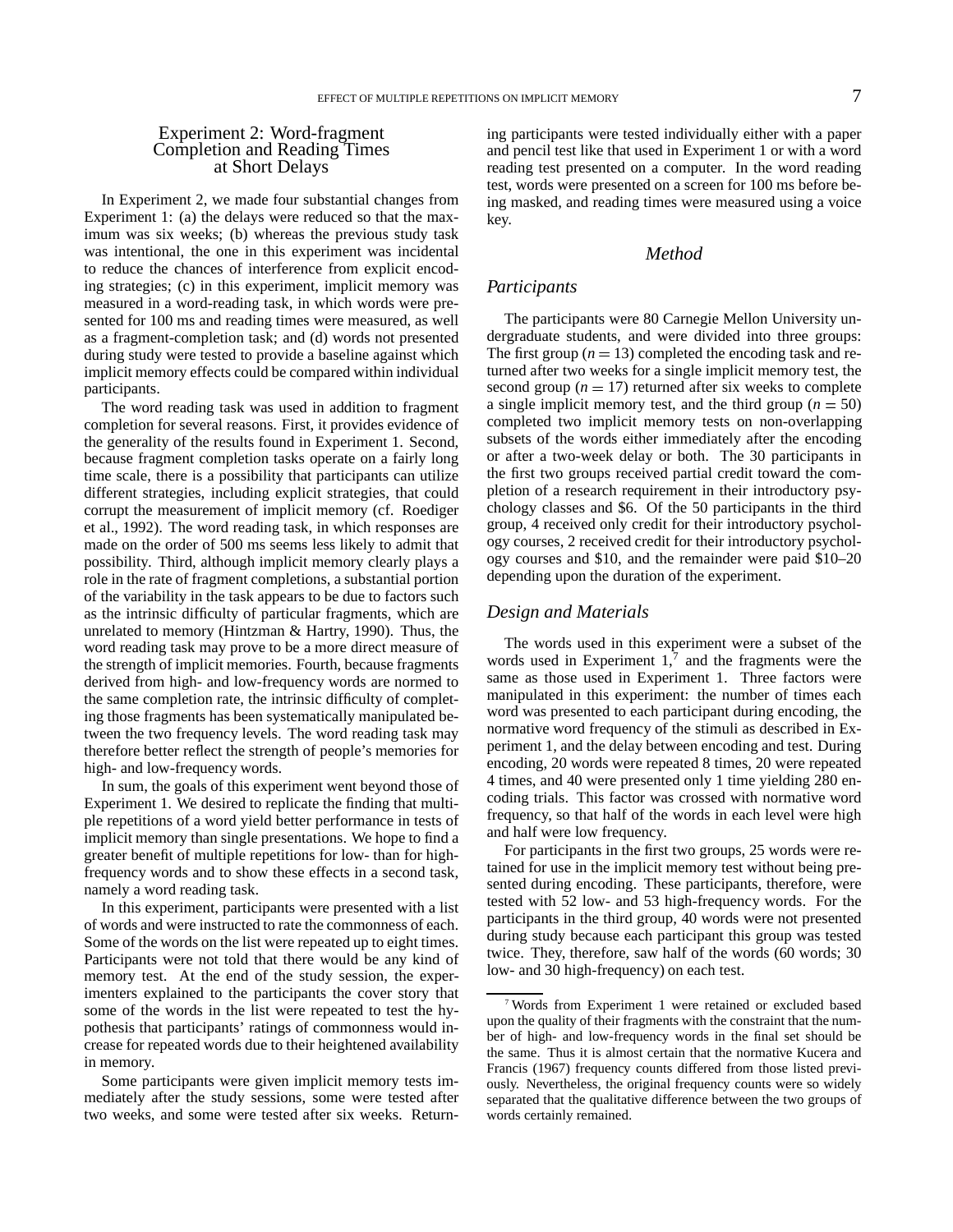## Experiment 2: Word-fragment Completion and Reading Times at Short Delays

In Experiment 2, we made four substantial changes from Experiment 1: (a) the delays were reduced so that the maximum was six weeks; (b) whereas the previous study task was intentional, the one in this experiment was incidental to reduce the chances of interference from explicit encoding strategies; (c) in this experiment, implicit memory was measured in a word-reading task, in which words were presented for 100 ms and reading times were measured, as well as a fragment-completion task; and (d) words not presented during study were tested to provide a baseline against which implicit memory effects could be compared within individual participants.

The word reading task was used in addition to fragment completion for several reasons. First, it provides evidence of the generality of the results found in Experiment 1. Second, because fragment completion tasks operate on a fairly long time scale, there is a possibility that participants can utilize different strategies, including explicit strategies, that could corrupt the measurement of implicit memory (cf. Roediger et al., 1992). The word reading task, in which responses are made on the order of 500 ms seems less likely to admit that possibility. Third, although implicit memory clearly plays a role in the rate of fragment completions, a substantial portion of the variability in the task appears to be due to factors such as the intrinsic difficulty of particular fragments, which are unrelated to memory (Hintzman & Hartry, 1990). Thus, the word reading task may prove to be a more direct measure of the strength of implicit memories. Fourth, because fragments derived from high- and low-frequency words are normed to the same completion rate, the intrinsic difficulty of completing those fragments has been systematically manipulated between the two frequency levels. The word reading task may therefore better reflect the strength of people's memories for high- and low-frequency words.

In sum, the goals of this experiment went beyond those of Experiment 1. We desired to replicate the finding that multiple repetitions of a word yield better performance in tests of implicit memory than single presentations. We hope to find a greater benefit of multiple repetitions for low- than for high-frequency words and to show these effects in a second task, namely a word reading task.

In this experiment, participants were presented with a list of words and were instructed to rate the commonness of each. Some of the words on the list were repeated up to eight times. Participants were not told that there would be any kind of memory test. At the end of the study session, the experimenters explained to the participants the cover story that some of the words in the list were repeated to test the hypothesis that participants' ratings of commonness would increase for repeated words due to their heightened availability in memory.

Some participants were given implicit memory tests immediately after the study sessions, some were tested after two weeks, and some were tested after six weeks. Returning participants were tested individually either with a paper and pencil test like that used in Experiment 1 or with a word reading test presented on a computer. In the word reading test, words were presented on a screen for 100 ms before being masked, and reading times were measured using a voice key.

### *Method*

#### *Participants*

The participants were 80 Carnegie Mellon University undergraduate students, and were divided into three groups: The first group ($n = 13$) completed the encoding task and returned after two weeks for a single implicit memory test, the second group ($n = 17$) returned after six weeks to complete a single implicit memory test, and the third group ($n = 50$) completed two implicit memory tests on non-overlapping subsets of the words either immediately after the encoding or after a two-week delay or both. The 30 participants in the first two groups received partial credit toward the completion of a research requirement in their introductory psychology classes and $6. Of the 50 participants in the third group, 4 received only credit for their introductory psychology courses, 2 received credit for their introductory psychology courses and $10, and the remainder were paid $10–20 depending upon the duration of the experiment.

#### *Design and Materials*

The words used in this experiment were a subset of the words used in Experiment 1,[7] and the fragments were the same as those used in Experiment 1. Three factors were manipulated in this experiment: the number of times each word was presented to each participant during encoding, the normative word frequency of the stimuli as described in Experiment 1, and the delay between encoding and test. During encoding, 20 words were repeated 8 times, 20 were repeated 4 times, and 40 were presented only 1 time yielding 280 encoding trials. This factor was crossed with normative word frequency, so that half of the words in each level were high and half were low frequency.

For participants in the first two groups, 25 words were retained for use in the implicit memory test without being presented during encoding. These participants, therefore, were tested with 52 low- and 53 high-frequency words. For the participants in the third group, 40 words were not presented during study because each participant this group was tested twice. They, therefore, saw half of the words (60 words; 30 low- and 30 high-frequency) on each test.

[7] Words from Experiment 1 were retained or excluded based upon the quality of their fragments with the constraint that the number of high- and low-frequency words in the final set should be the same. Thus it is almost certain that the normative Kucera and Francis (1967) frequency counts differed from those listed previously. Nevertheless, the original frequency counts were so widely separated that the qualitative difference between the two groups of words certainly remained.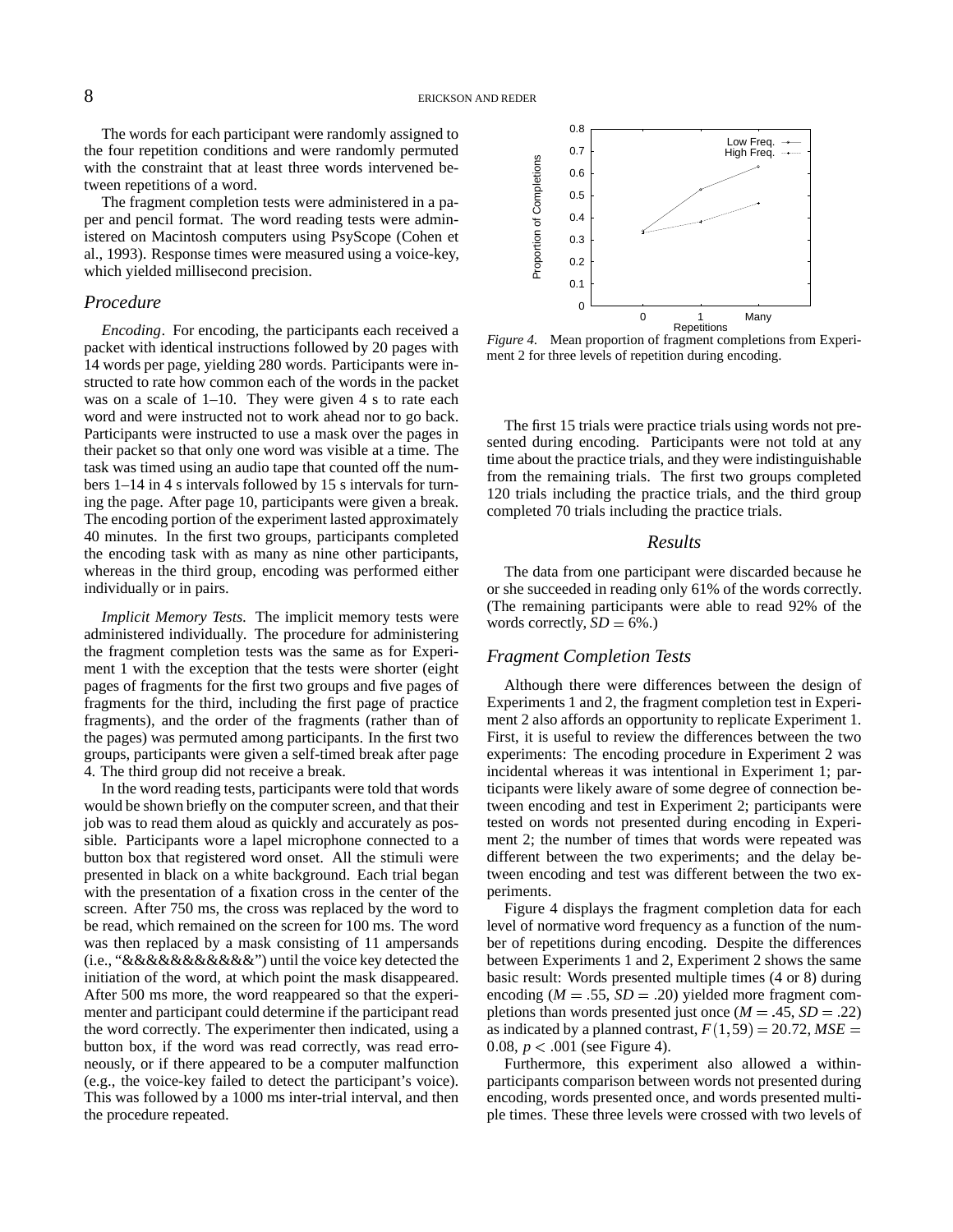The words for each participant were randomly assigned to the four repetition conditions and were randomly permuted with the constraint that at least three words intervened between repetitions of a word.

The fragment completion tests were administered in a paper and pencil format. The word reading tests were administered on Macintosh computers using PsyScope (Cohen et al., 1993). Response times were measured using a voice-key, which yielded millisecond precision.

## *Procedure*

*Encoding*. For encoding, the participants each received a packet with identical instructions followed by 20 pages with 14 words per page, yielding 280 words. Participants were instructed to rate how common each of the words in the packet was on a scale of 1–10. They were given 4 s to rate each word and were instructed not to work ahead nor to go back. Participants were instructed to use a mask over the pages in their packet so that only one word was visible at a time. The task was timed using an audio tape that counted off the numbers 1–14 in 4 s intervals followed by 15 s intervals for turning the page. After page 10, participants were given a break. The encoding portion of the experiment lasted approximately 40 minutes. In the first two groups, participants completed the encoding task with as many as nine other participants, whereas in the third group, encoding was performed either individually or in pairs.

*Implicit Memory Tests.* The implicit memory tests were administered individually. The procedure for administering the fragment completion tests was the same as for Experiment 1 with the exception that the tests were shorter (eight pages of fragments for the first two groups and five pages of fragments for the third, including the first page of practice fragments), and the order of the fragments (rather than of the pages) was permuted among participants. In the first two groups, participants were given a self-timed break after page 4. The third group did not receive a break.

In the word reading tests, participants were told that words would be shown briefly on the computer screen, and that their job was to read them aloud as quickly and accurately as possible. Participants wore a lapel microphone connected to a button box that registered word onset. All the stimuli were presented in black on a white background. Each trial began with the presentation of a fixation cross in the center of the screen. After 750 ms, the cross was replaced by the word to be read, which remained on the screen for 100 ms. The word was then replaced by a mask consisting of 11 ampersands (i.e., "&&&&&&&&&&&") until the voice key detected the initiation of the word, at which point the mask disappeared. After 500 ms more, the word reappeared so that the experimenter and participant could determine if the participant read the word correctly. The experimenter then indicated, using a button box, if the word was read correctly, was read erroneously, or if there appeared to be a computer malfunction (e.g., the voice-key failed to detect the participant's voice). This was followed by a 1000 ms inter-trial interval, and then the procedure repeated.

*Figure 4*. Mean proportion of fragment completions from Experiment 2 for three levels of repetition during encoding.

The first 15 trials were practice trials using words not presented during encoding. Participants were not told at any time about the practice trials, and they were indistinguishable from the remaining trials. The first two groups completed 120 trials including the practice trials, and the third group completed 70 trials including the practice trials.

## *Results*

The data from one participant were discarded because he or she succeeded in reading only 61% of the words correctly. (The remaining participants were able to read 92% of the words correctly, $SD = 6\%$.)

## *Fragment Completion Tests*

Although there were differences between the design of Experiments 1 and 2, the fragment completion test in Experiment 2 also affords an opportunity to replicate Experiment 1. First, it is useful to review the differences between the two experiments: The encoding procedure in Experiment 2 was incidental whereas it was intentional in Experiment 1; participants were likely aware of some degree of connection between encoding and test in Experiment 2; participants were tested on words not presented during encoding in Experiment 2; the number of times that words were repeated was different between the two experiments; and the delay between encoding and test was different between the two experiments.

Figure 4 displays the fragment completion data for each level of normative word frequency as a function of the number of repetitions during encoding. Despite the differences between Experiments 1 and 2, Experiment 2 shows the same basic result: Words presented multiple times (4 or 8) during encoding ($M = .55$, $SD = .20$) yielded more fragment completions than words presented just once ($M = .45$, $SD = .22$) as indicated by a planned contrast, $F(1,59) = 20.72$, $MSE = 0.08$, $p < .001$ (see Figure 4).

Furthermore, this experiment also allowed a within-participants comparison between words not presented during encoding, words presented once, and words presented multiple times. These three levels were crossed with two levels of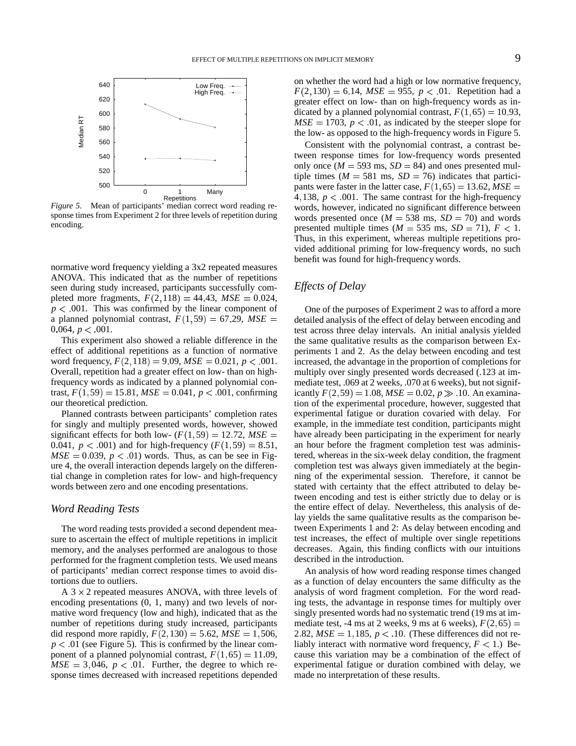*Figure 5.* Mean of participants' median correct word reading response times from Experiment 2 for three levels of repetition during encoding.

normative word frequency yielding a 3x2 repeated measures ANOVA. This indicated that as the number of repetitions seen during study increased, participants successfully completed more fragments, $F(2,118) = 44.43$, $MSE = 0.024$, $p < .001$. This was confirmed by the linear component of a planned polynomial contrast, $F(1,59) = 67.29$, $MSE = 0.064$, $p < .001$.

This experiment also showed a reliable difference in the effect of additional repetitions as a function of normative word frequency, $F(2,118) = 9.09$, $MSE = 0.021$, $p < .001$. Overall, repetition had a greater effect on low- than on high-frequency words as indicated by a planned polynomial contrast, $F(1,59) = 15.81$, $MSE = 0.041$, $p < .001$, confirming our theoretical prediction.

Planned contrasts between participants' completion rates for singly and multiply presented words, however, showed significant effects for both low- ($F(1,59) = 12.72$, $MSE = 0.041$, $p < .001$) and for high-frequency ($F(1,59) = 8.51$, $MSE = 0.039$, $p < .01$) words. Thus, as can be see in Figure 4, the overall interaction depends largely on the differential change in completion rates for low- and high-frequency words between zero and one encoding presentations.

### *Word Reading Tests*

The word reading tests provided a second dependent measure to ascertain the effect of multiple repetitions in implicit memory, and the analyses performed are analogous to those performed for the fragment completion tests. We used means of participants' median correct response times to avoid distortions due to outliers.

A $3 \times 2$ repeated measures ANOVA, with three levels of encoding presentations (0, 1, many) and two levels of normative word frequency (low and high), indicated that as the number of repetitions during study increased, participants did respond more rapidly, $F(2,130) = 5.62$, $MSE = 1,506$, $p < .01$ (see Figure 5). This is confirmed by the linear component of a planned polynomial contrast, $F(1,65) = 11.09$, $MSE = 3,046$, $p < .01$. Further, the degree to which response times decreased with increased repetitions depended on whether the word had a high or low normative frequency, $F(2,130) = 6.14$, $MSE = 955$, $p < .01$. Repetition had a greater effect on low- than on high-frequency words as indicated by a planned polynomial contrast, $F(1,65) = 10.93$, $MSE = 1703$, $p < .01$, as indicated by the steeper slope for the low- as opposed to the high-frequency words in Figure 5.

Consistent with the polynomial contrast, a contrast between response times for low-frequency words presented only once ($M = 593$ ms, $SD = 84$) and ones presented multiple times ($M = 581$ ms, $SD = 76$) indicates that participants were faster in the latter case, $F(1,65) = 13.62$, $MSE = 4,138$, $p < .001$. The same contrast for the high-frequency words, however, indicated no significant difference between words presented once ($M = 538$ ms, $SD = 70$) and words presented multiple times ($M = 535$ ms, $SD = 71$), $F < 1$. Thus, in this experiment, whereas multiple repetitions provided additional priming for low-frequency words, no such benefit was found for high-frequency words.

### *Effects of Delay*

One of the purposes of Experiment 2 was to afford a more detailed analysis of the effect of delay between encoding and test across three delay intervals. An initial analysis yielded the same qualitative results as the comparison between Experiments 1 and 2. As the delay between encoding and test increased, the advantage in the proportion of completions for multiply over singly presented words decreased (.123 at immediate test, .069 at 2 weeks, .070 at 6 weeks), but not significantly $F(2,59) = 1.08$, $MSE = 0.02$, $p \gg .10$. An examination of the experimental procedure, however, suggested that experimental fatigue or duration covaried with delay. For example, in the immediate test condition, participants might have already been participating in the experiment for nearly an hour before the fragment completion test was administered, whereas in the six-week delay condition, the fragment completion test was always given immediately at the beginning of the experimental session. Therefore, it cannot be stated with certainty that the effect attributed to delay between encoding and test is either strictly due to delay or is the entire effect of delay. Nevertheless, this analysis of delay yields the same qualitative results as the comparison between Experiments 1 and 2: As delay between encoding and test increases, the effect of multiple over single repetitions decreases. Again, this finding conflicts with our intuitions described in the introduction.

An analysis of how word reading response times changed as a function of delay encounters the same difficulty as the analysis of word fragment completion. For the word reading tests, the advantage in response times for multiply over singly presented words had no systematic trend (19 ms at immediate test, -4 ms at 2 weeks, 9 ms at 6 weeks), $F(2,65) = 2.82$, $MSE = 1,185$, $p < .10$. (These differences did not reliably interact with normative word frequency, $F < 1$.) Because this variation may be a combination of the effect of experimental fatigue or duration combined with delay, we made no interpretation of these results.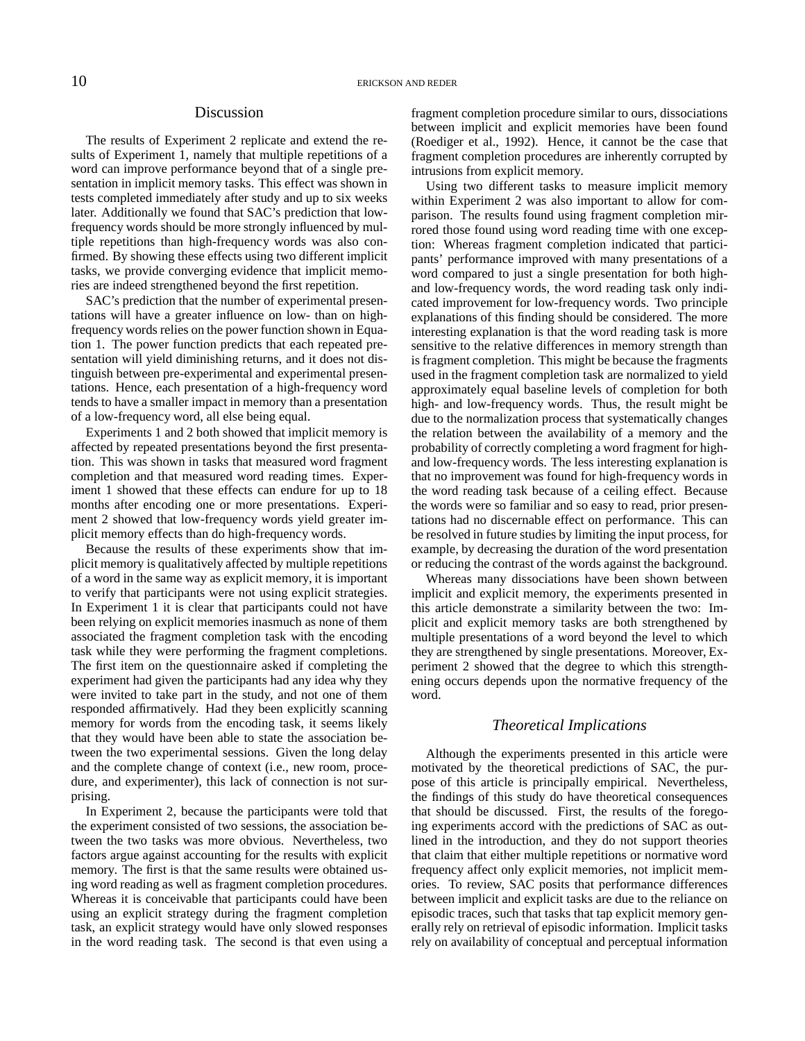## Discussion

The results of Experiment 2 replicate and extend the results of Experiment 1, namely that multiple repetitions of a word can improve performance beyond that of a single presentation in implicit memory tasks. This effect was shown in tests completed immediately after study and up to six weeks later. Additionally we found that SAC's prediction that low-frequency words should be more strongly influenced by multiple repetitions than high-frequency words was also confirmed. By showing these effects using two different implicit tasks, we provide converging evidence that implicit memories are indeed strengthened beyond the first repetition.

SAC's prediction that the number of experimental presentations will have a greater influence on low- than on high-frequency words relies on the power function shown in Equation 1. The power function predicts that each repeated presentation will yield diminishing returns, and it does not distinguish between pre-experimental and experimental presentations. Hence, each presentation of a high-frequency word tends to have a smaller impact in memory than a presentation of a low-frequency word, all else being equal.

Experiments 1 and 2 both showed that implicit memory is affected by repeated presentations beyond the first presentation. This was shown in tasks that measured word fragment completion and that measured word reading times. Experiment 1 showed that these effects can endure for up to 18 months after encoding one or more presentations. Experiment 2 showed that low-frequency words yield greater implicit memory effects than do high-frequency words.

Because the results of these experiments show that implicit memory is qualitatively affected by multiple repetitions of a word in the same way as explicit memory, it is important to verify that participants were not using explicit strategies. In Experiment 1 it is clear that participants could not have been relying on explicit memories inasmuch as none of them associated the fragment completion task with the encoding task while they were performing the fragment completions. The first item on the questionnaire asked if completing the experiment had given the participants had any idea why they were invited to take part in the study, and not one of them responded affirmatively. Had they been explicitly scanning memory for words from the encoding task, it seems likely that they would have been able to state the association between the two experimental sessions. Given the long delay and the complete change of context (i.e., new room, procedure, and experimenter), this lack of connection is not surprising.

In Experiment 2, because the participants were told that the experiment consisted of two sessions, the association between the two tasks was more obvious. Nevertheless, two factors argue against accounting for the results with explicit memory. The first is that the same results were obtained using word reading as well as fragment completion procedures. Whereas it is conceivable that participants could have been using an explicit strategy during the fragment completion task, an explicit strategy would have only slowed responses in the word reading task. The second is that even using a fragment completion procedure similar to ours, dissociations between implicit and explicit memories have been found (Roediger et al., 1992). Hence, it cannot be the case that fragment completion procedures are inherently corrupted by intrusions from explicit memory.

Using two different tasks to measure implicit memory within Experiment 2 was also important to allow for comparison. The results found using fragment completion mirrored those found using word reading time with one exception: Whereas fragment completion indicated that participants' performance improved with many presentations of a word compared to just a single presentation for both high- and low-frequency words, the word reading task only indicated improvement for low-frequency words. Two principle explanations of this finding should be considered. The more interesting explanation is that the word reading task is more sensitive to the relative differences in memory strength than is fragment completion. This might be because the fragments used in the fragment completion task are normalized to yield approximately equal baseline levels of completion for both high- and low-frequency words. Thus, the result might be due to the normalization process that systematically changes the relation between the availability of a memory and the probability of correctly completing a word fragment for high- and low-frequency words. The less interesting explanation is that no improvement was found for high-frequency words in the word reading task because of a ceiling effect. Because the words were so familiar and so easy to read, prior presentations had no discernable effect on performance. This can be resolved in future studies by limiting the input process, for example, by decreasing the duration of the word presentation or reducing the contrast of the words against the background.

Whereas many dissociations have been shown between implicit and explicit memory, the experiments presented in this article demonstrate a similarity between the two: Implicit and explicit memory tasks are both strengthened by multiple presentations of a word beyond the level to which they are strengthened by single presentations. Moreover, Experiment 2 showed that the degree to which this strengthening occurs depends upon the normative frequency of the word.

### *Theoretical Implications*

Although the experiments presented in this article were motivated by the theoretical predictions of SAC, the purpose of this article is principally empirical. Nevertheless, the findings of this study do have theoretical consequences that should be discussed. First, the results of the foregoing experiments accord with the predictions of SAC as outlined in the introduction, and they do not support theories that claim that either multiple repetitions or normative word frequency affect only explicit memories, not implicit memories. To review, SAC posits that performance differences between implicit and explicit tasks are due to the reliance on episodic traces, such that tasks that tap explicit memory generally rely on retrieval of episodic information. Implicit tasks rely on availability of conceptual and perceptual information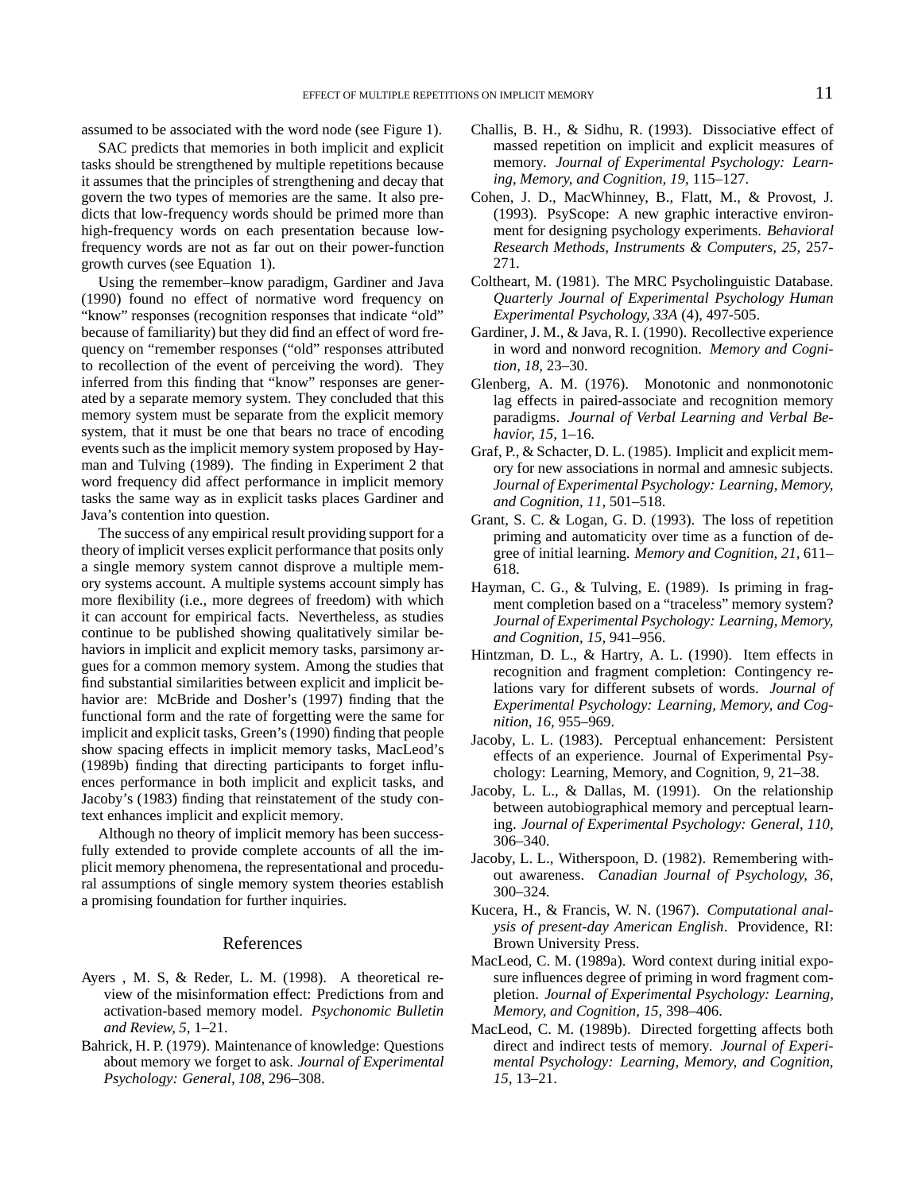assumed to be associated with the word node (see Figure 1).

SAC predicts that memories in both implicit and explicit tasks should be strengthened by multiple repetitions because it assumes that the principles of strengthening and decay that govern the two types of memories are the same. It also predicts that low-frequency words should be primed more than high-frequency words on each presentation because low-frequency words are not as far out on their power-function growth curves (see Equation 1).

Using the remember–know paradigm, Gardiner and Java (1990) found no effect of normative word frequency on "know" responses (recognition responses that indicate "old" because of familiarity) but they did find an effect of word frequency on "remember responses ("old" responses attributed to recollection of the event of perceiving the word). They inferred from this finding that "know" responses are generated by a separate memory system. They concluded that this memory system must be separate from the explicit memory system, that it must be one that bears no trace of encoding events such as the implicit memory system proposed by Hayman and Tulving (1989). The finding in Experiment 2 that word frequency did affect performance in implicit memory tasks the same way as in explicit tasks places Gardiner and Java's contention into question.

The success of any empirical result providing support for a theory of implicit verses explicit performance that posits only a single memory system cannot disprove a multiple memory systems account. A multiple systems account simply has more flexibility (i.e., more degrees of freedom) with which it can account for empirical facts. Nevertheless, as studies continue to be published showing qualitatively similar behaviors in implicit and explicit memory tasks, parsimony argues for a common memory system. Among the studies that find substantial similarities between explicit and implicit behavior are: McBride and Dosher's (1997) finding that the functional form and the rate of forgetting were the same for implicit and explicit tasks, Green's (1990) finding that people show spacing effects in implicit memory tasks, MacLeod's (1989b) finding that directing participants to forget influences performance in both implicit and explicit tasks, and Jacoby's (1983) finding that reinstatement of the study context enhances implicit and explicit memory.

Although no theory of implicit memory has been successfully extended to provide complete accounts of all the implicit memory phenomena, the representational and procedural assumptions of single memory system theories establish a promising foundation for further inquiries.

## References

Ayers , M. S, & Reder, L. M. (1998). A theoretical review of the misinformation effect: Predictions from and activation-based memory model. *Psychonomic Bulletin and Review, 5,* 1–21.

Bahrick, H. P. (1979). Maintenance of knowledge: Questions about memory we forget to ask. *Journal of Experimental Psychology: General, 108,* 296–308.

Challis, B. H., & Sidhu, R. (1993). Dissociative effect of massed repetition on implicit and explicit measures of memory. *Journal of Experimental Psychology: Learning, Memory, and Cognition, 19,* 115–127.

Cohen, J. D., MacWhinney, B., Flatt, M., & Provost, J. (1993). PsyScope: A new graphic interactive environment for designing psychology experiments. *Behavioral Research Methods, Instruments & Computers, 25,* 257-271.

Coltheart, M. (1981). The MRC Psycholinguistic Database. *Quarterly Journal of Experimental Psychology Human Experimental Psychology, 33A* (4), 497-505.

Gardiner, J. M., & Java, R. I. (1990). Recollective experience in word and nonword recognition. *Memory and Cognition, 18,* 23–30.

Glenberg, A. M. (1976). Monotonic and nonmonotonic lag effects in paired-associate and recognition memory paradigms. *Journal of Verbal Learning and Verbal Behavior, 15,* 1–16.

Graf, P., & Schacter, D. L. (1985). Implicit and explicit memory for new associations in normal and amnesic subjects. *Journal of Experimental Psychology: Learning, Memory, and Cognition, 11,* 501–518.

Grant, S. C. & Logan, G. D. (1993). The loss of repetition priming and automaticity over time as a function of degree of initial learning. *Memory and Cognition, 21,* 611–618.

Hayman, C. G., & Tulving, E. (1989). Is priming in fragment completion based on a "traceless" memory system? *Journal of Experimental Psychology: Learning, Memory, and Cognition, 15,* 941–956.

Hintzman, D. L., & Hartry, A. L. (1990). Item effects in recognition and fragment completion: Contingency relations vary for different subsets of words. *Journal of Experimental Psychology: Learning, Memory, and Cognition, 16,* 955–969.

Jacoby, L. L. (1983). Perceptual enhancement: Persistent effects of an experience. Journal of Experimental Psychology: Learning, Memory, and Cognition, 9, 21–38.

Jacoby, L. L., & Dallas, M. (1991). On the relationship between autobiographical memory and perceptual learning. *Journal of Experimental Psychology: General, 110,* 306–340.

Jacoby, L. L., Witherspoon, D. (1982). Remembering without awareness. *Canadian Journal of Psychology, 36,* 300–324.

Kucera, H., & Francis, W. N. (1967). *Computational analysis of present-day American English*. Providence, RI: Brown University Press.

MacLeod, C. M. (1989a). Word context during initial exposure influences degree of priming in word fragment completion. *Journal of Experimental Psychology: Learning, Memory, and Cognition, 15,* 398–406.

MacLeod, C. M. (1989b). Directed forgetting affects both direct and indirect tests of memory. *Journal of Experimental Psychology: Learning, Memory, and Cognition, 15,* 13–21.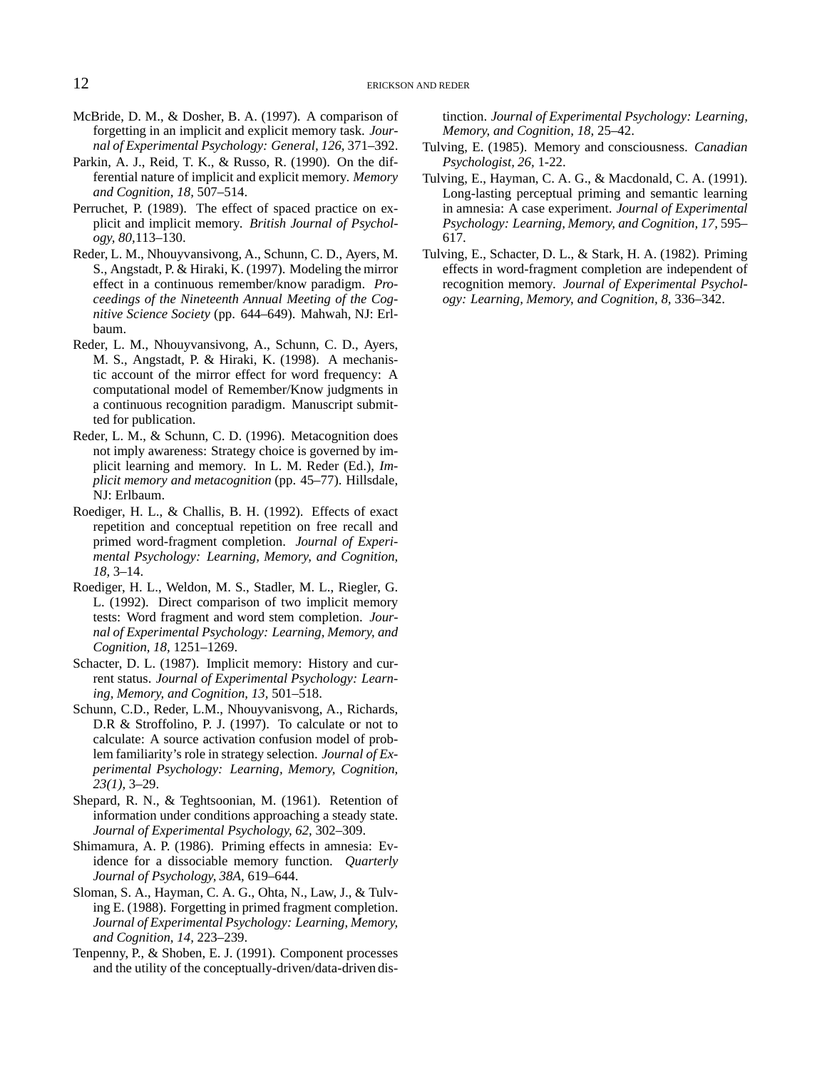McBride, D. M., & Dosher, B. A. (1997). A comparison of forgetting in an implicit and explicit memory task. *Journal of Experimental Psychology: General, 126,* 371–392.

Parkin, A. J., Reid, T. K., & Russo, R. (1990). On the differential nature of implicit and explicit memory. *Memory and Cognition, 18,* 507–514.

Perruchet, P. (1989). The effect of spaced practice on explicit and implicit memory. *British Journal of Psychology, 80,*113–130.

Reder, L. M., Nhouyvansivong, A., Schunn, C. D., Ayers, M. S., Angstadt, P. & Hiraki, K. (1997). Modeling the mirror effect in a continuous remember/know paradigm. *Proceedings of the Nineteenth Annual Meeting of the Cognitive Science Society* (pp. 644–649). Mahwah, NJ: Erlbaum.

Reder, L. M., Nhouyvansivong, A., Schunn, C. D., Ayers, M. S., Angstadt, P. & Hiraki, K. (1998). A mechanistic account of the mirror effect for word frequency: A computational model of Remember/Know judgments in a continuous recognition paradigm. Manuscript submitted for publication.

Reder, L. M., & Schunn, C. D. (1996). Metacognition does not imply awareness: Strategy choice is governed by implicit learning and memory. In L. M. Reder (Ed.), *Implicit memory and metacognition* (pp. 45–77). Hillsdale, NJ: Erlbaum.

Roediger, H. L., & Challis, B. H. (1992). Effects of exact repetition and conceptual repetition on free recall and primed word-fragment completion. *Journal of Experimental Psychology: Learning, Memory, and Cognition, 18,* 3–14.

Roediger, H. L., Weldon, M. S., Stadler, M. L., Riegler, G. L. (1992). Direct comparison of two implicit memory tests: Word fragment and word stem completion. *Journal of Experimental Psychology: Learning, Memory, and Cognition, 18,* 1251–1269.

Schacter, D. L. (1987). Implicit memory: History and current status. *Journal of Experimental Psychology: Learning, Memory, and Cognition, 13,* 501–518.

Schunn, C.D., Reder, L.M., Nhouyvanisvong, A., Richards, D.R & Stroffolino, P. J. (1997). To calculate or not to calculate: A source activation confusion model of problem familiarity's role in strategy selection. *Journal of Experimental Psychology: Learning, Memory, Cognition, 23(1),* 3–29.

Shepard, R. N., & Teghtsoonian, M. (1961). Retention of information under conditions approaching a steady state. *Journal of Experimental Psychology, 62,* 302–309.

Shimamura, A. P. (1986). Priming effects in amnesia: Evidence for a dissociable memory function. *Quarterly Journal of Psychology, 38A,* 619–644.

Sloman, S. A., Hayman, C. A. G., Ohta, N., Law, J., & Tulving E. (1988). Forgetting in primed fragment completion. *Journal of Experimental Psychology: Learning, Memory, and Cognition, 14,* 223–239.

Tenpenny, P., & Shoben, E. J. (1991). Component processes and the utility of the conceptually-driven/data-driven distinction. *Journal of Experimental Psychology: Learning, Memory, and Cognition, 18,* 25–42.

Tulving, E. (1985). Memory and consciousness. *Canadian Psychologist, 26,* 1-22.

Tulving, E., Hayman, C. A. G., & Macdonald, C. A. (1991). Long-lasting perceptual priming and semantic learning in amnesia: A case experiment. *Journal of Experimental Psychology: Learning, Memory, and Cognition, 17,* 595–617.

Tulving, E., Schacter, D. L., & Stark, H. A. (1982). Priming effects in word-fragment completion are independent of recognition memory. *Journal of Experimental Psychology: Learning, Memory, and Cognition, 8,* 336–342.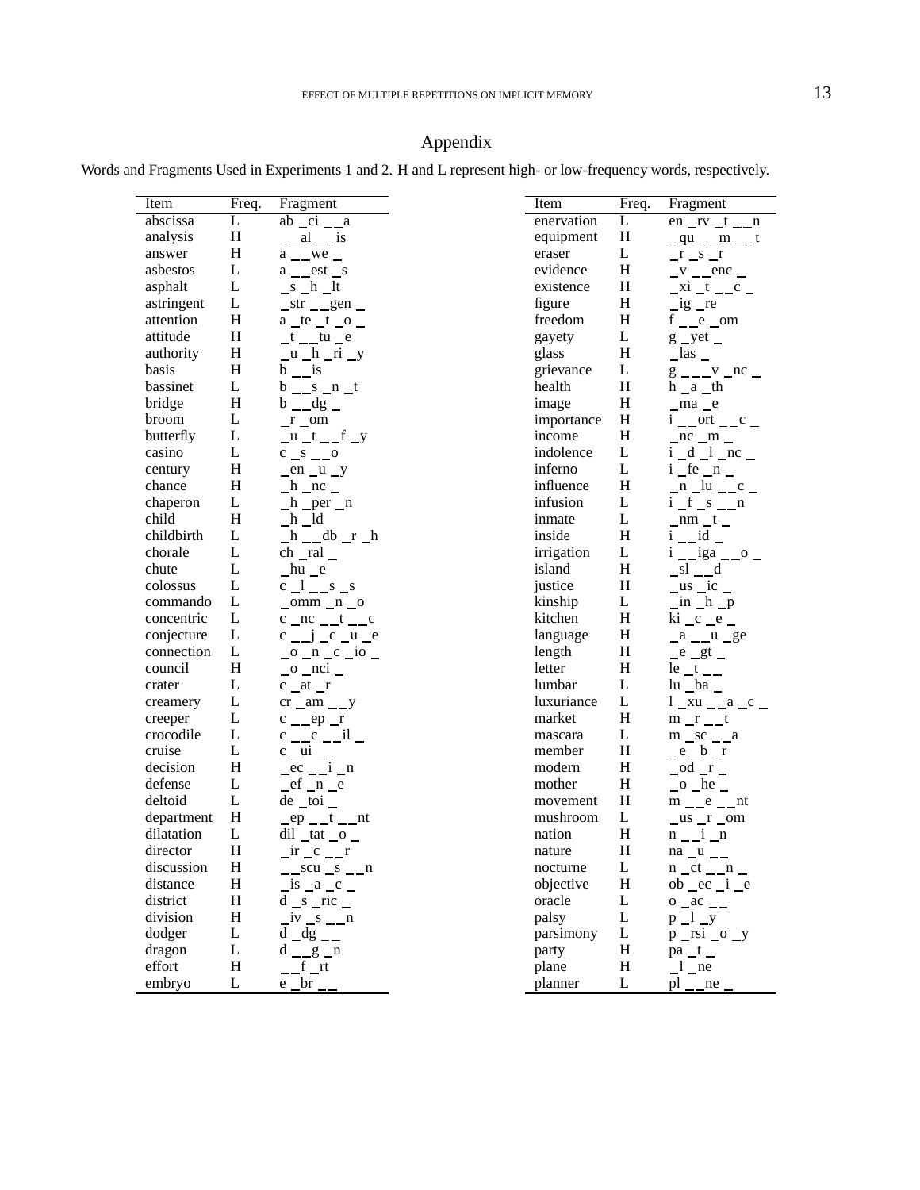# Appendix

Words and Fragments Used in Experiments 1 and 2. H and L represent high- or low-frequency words, respectively.

| Item | Freq. | Fragment |
|---|---|---|
| abscissa | L | ab _ci _ _a |
| analysis | H | _ _al _ _is |
| answer | H | a _ _we _ |
| asbestos | L | a _ _est _s |
| asphalt | L | _s _h _lt |
| astringent | L | _str _ _gen _ |
| attention | H | a _te _t _o _ |
| attitude | H | _t _ _tu _e |
| authority | H | _u _h _ri _y |
| basis | H | b _ _is |
| bassinet | L | b _ _s _n _t |
| bridge | H | b _ _dg _ |
| broom | L | _r _om |
| butterfly | L | _u _t _ _f _y |
| casino | L | c _s _ _o |
| century | H | _en _u _y |
| chance | H | _h _nc _ |
| chaperon | L | _h _per _n |
| child | H | _h _ld |
| childbirth | L | _h _ _db _r _h |
| chorale | L | ch _ral _ |
| chute | L | _hu _e |
| colossus | L | c _l _ _s _s |
| commando | L | _omm _n _o |
| concentric | L | c _nc _ _t _ _c |
| conjecture | L | c _ _j _c _u _e |
| connection | L | _o _n _c _io _ |
| council | H | _o _nci _ |
| crater | L | c _at _r |
| creamery | L | cr _am _ _y |
| creeper | L | c _ _ep _r |
| crocodile | L | c _ _c _ _il _ |
| cruise | L | c _ui _ _ |
| decision | H | _ec _ _i _n |
| defense | L | _ef _n _e |
| deltoid | L | de _toi _ |
| department | H | _ep _ _t _ _nt |
| dilatation | L | dil _tat _o _ |
| director | H | _ir _c _ _r |
| discussion | H | _ _scu _s _ _n |
| distance | H | _is _a _c _ |
| district | H | d _s _ric _ |
| division | H | _iv _s _ _n |
| dodger | L | d _dg _ _ |
| dragon | L | d _ _g _n |
| effort | H | _ _f _rt |
| embryo | L | e _br _ _ |
| enervation | L | en _rv _t _ _n |
| equipment | H | _qu _ _m _ _t |
| eraser | L | _r _s _r |
| evidence | H | _v _ _enc _ |
| existence | H | _xi _t _ _c _ |
| figure | H | _ig _re |
| freedom | H | f _ _e _om |
| gayety | L | g _yet _ |
| glass | H | _las _ |
| grievance | L | g _ _ _v _nc _ |
| health | H | h _a _th |
| image | H | _ma _e |
| importance | H | i _ _ort _ _c _ |
| income | H | _nc _m _ |
| indolence | L | i _d _l _nc _ |
| inferno | L | i _fe _n _ |
| influence | H | _n _lu _ _c _ |
| infusion | L | i _f _s _ _n |
| inmate | L | _nm _t _ |
| inside | H | i _ _id _ |
| irrigation | L | i _ _iga _ _o _ |
| island | H | _sl _ _d |
| justice | H | _us _ic _ |
| kinship | L | _in _h _p |
| kitchen | H | ki _c _e _ |
| language | H | _a _ _u _ge |
| length | H | _e _gt _ |
| letter | H | le _t _ _ |
| lumbar | L | lu _ba _ |
| luxuriance | L | l _xu _ _a _c _ |
| market | H | m _r _ _t |
| mascara | L | m _sc _ _a |
| member | H | _e _b _r |
| modern | H | _od _r _ |
| mother | H | _o _he _ |
| movement | H | m _ _e _ _nt |
| mushroom | L | _us _r _om |
| nation | H | n _ _i _n |
| nature | H | na _u _ _ |
| nocturne | L | n _ct _ _n _ |
| objective | H | ob _ec _i _e |
| oracle | L | o _ac _ _ |
| palsy | L | p _l _y |
| parsimony | L | p _rsi _o _y |
| party | H | pa _t _ |
| plane | H | _l _ne |
| planner | L | pl _ _ne _ |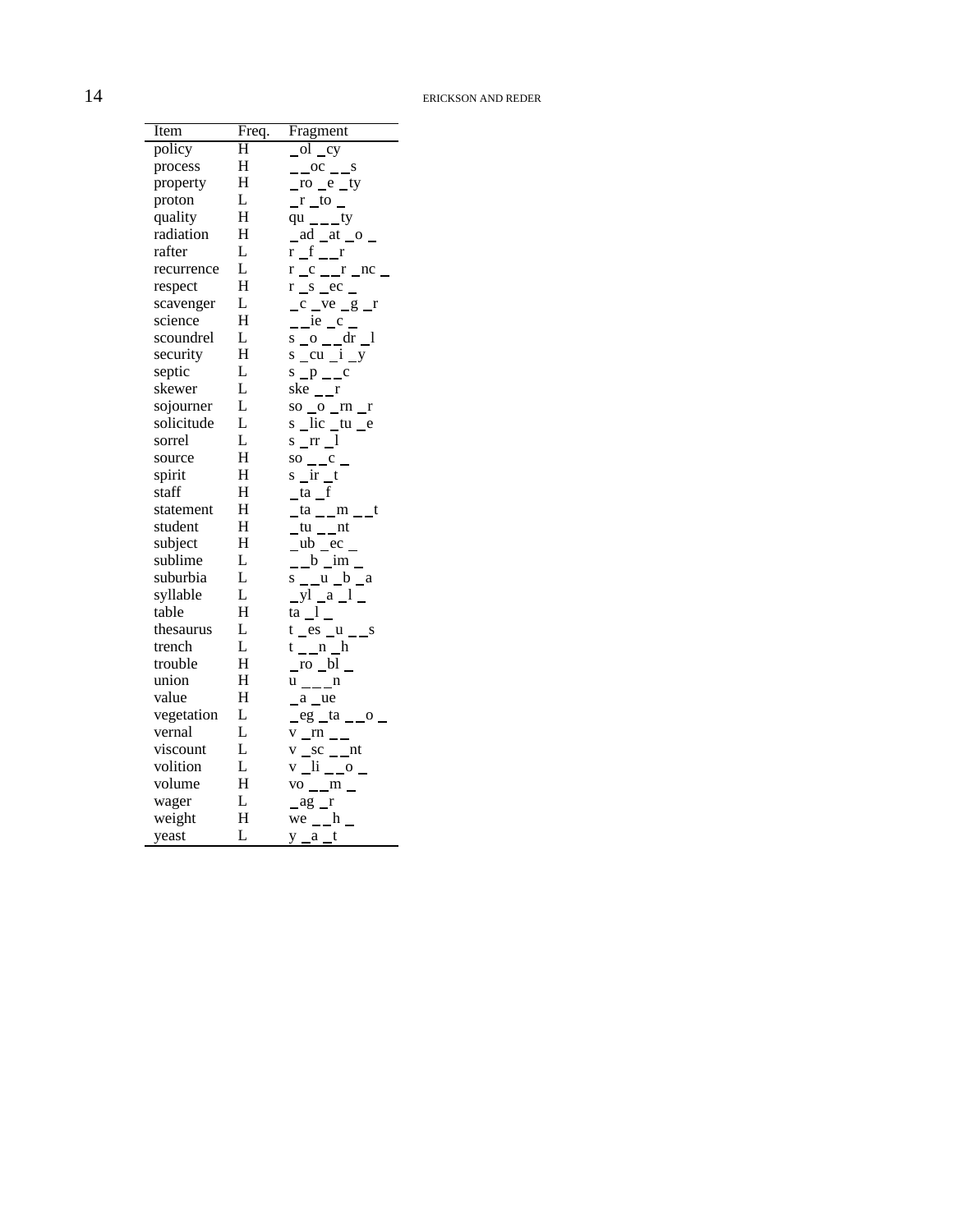| Item | Freq. | Fragment |
|---|---|---|
| policy | H | _ol _cy |
| process | H | _ _oc _ _s |
| property | H | _ro _e _ty |
| proton | L | _r _to _ |
| quality | H | qu _ _ _ty |
| radiation | H | _ad _at _o _ |
| rafter | L | r _f _ _r |
| recurrence | L | r _c _ _r _nc _ |
| respect | H | r _s _ec _ |
| scavenger | L | _c _ve _g _r |
| science | H | _ _ie _c _ |
| scoundrel | L | s _o _ _dr _l |
| security | H | s _cu _i _y |
| septic | L | s _p _ _c |
| skewer | L | ske _ _r |
| sojourner | L | so _o _rn _r |
| solicitude | L | s _lic _tu _e |
| sorrel | L | s _rr _l |
| source | H | so _ _c _ |
| spirit | H | s _ir _t |
| staff | H | _ta _f |
| statement | H | _ta _ _m _ _t |
| student | H | _tu _ _nt |
| subject | H | _ub _ec _ |
| sublime | L | _ _b _im _ |
| suburbia | L | s _ _u _b _a |
| syllable | L | _yl _a _l _ |
| table | H | ta _l _ |
| thesaurus | L | t _es _u _ _s |
| trench | L | t _ _n _h |
| trouble | H | _ro _bl _ |
| union | H | u _ _ _n |
| value | H | _a _ue |
| vegetation | L | _eg _ta _ _o _ |
| vernal | L | v _rn _ _ |
| viscount | L | v _sc _ _nt |
| volition | L | v _li _ _o _ |
| volume | H | vo _ _m _ |
| wager | L | _ag _r |
| weight | H | we _ _h _ |
| yeast | L | y _a _t |